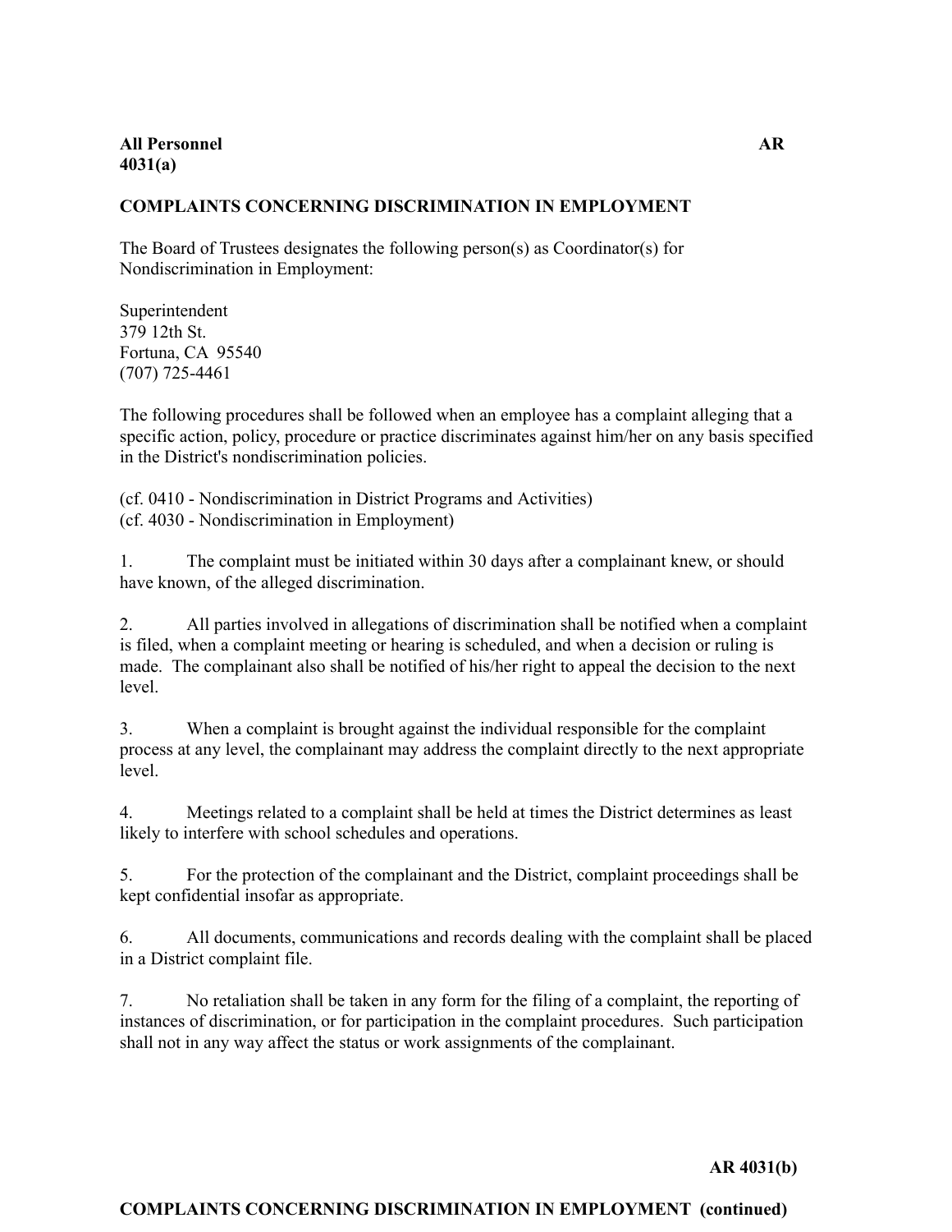**All Personnel** **AR 4031(a)**

**COMPLAINTS CONCERNING DISCRIMINATION IN EMPLOYMENT**

The Board of Trustees designates the following person(s) as Coordinator(s) for Nondiscrimination in Employment:

Superintendent
379 12th St.
Fortuna, CA 95540
(707) 725-4461

The following procedures shall be followed when an employee has a complaint alleging that a specific action, policy, procedure or practice discriminates against him/her on any basis specified in the District's nondiscrimination policies.

(cf. 0410 - Nondiscrimination in District Programs and Activities)
(cf. 4030 - Nondiscrimination in Employment)

1. The complaint must be initiated within 30 days after a complainant knew, or should have known, of the alleged discrimination.

2. All parties involved in allegations of discrimination shall be notified when a complaint is filed, when a complaint meeting or hearing is scheduled, and when a decision or ruling is made. The complainant also shall be notified of his/her right to appeal the decision to the next level.

3. When a complaint is brought against the individual responsible for the complaint process at any level, the complainant may address the complaint directly to the next appropriate level.

4. Meetings related to a complaint shall be held at times the District determines as least likely to interfere with school schedules and operations.

5. For the protection of the complainant and the District, complaint proceedings shall be kept confidential insofar as appropriate.

6. All documents, communications and records dealing with the complaint shall be placed in a District complaint file.

7. No retaliation shall be taken in any form for the filing of a complaint, the reporting of instances of discrimination, or for participation in the complaint procedures. Such participation shall not in any way affect the status or work assignments of the complainant.

**AR 4031(b)**

**COMPLAINTS CONCERNING DISCRIMINATION IN EMPLOYMENT (continued)**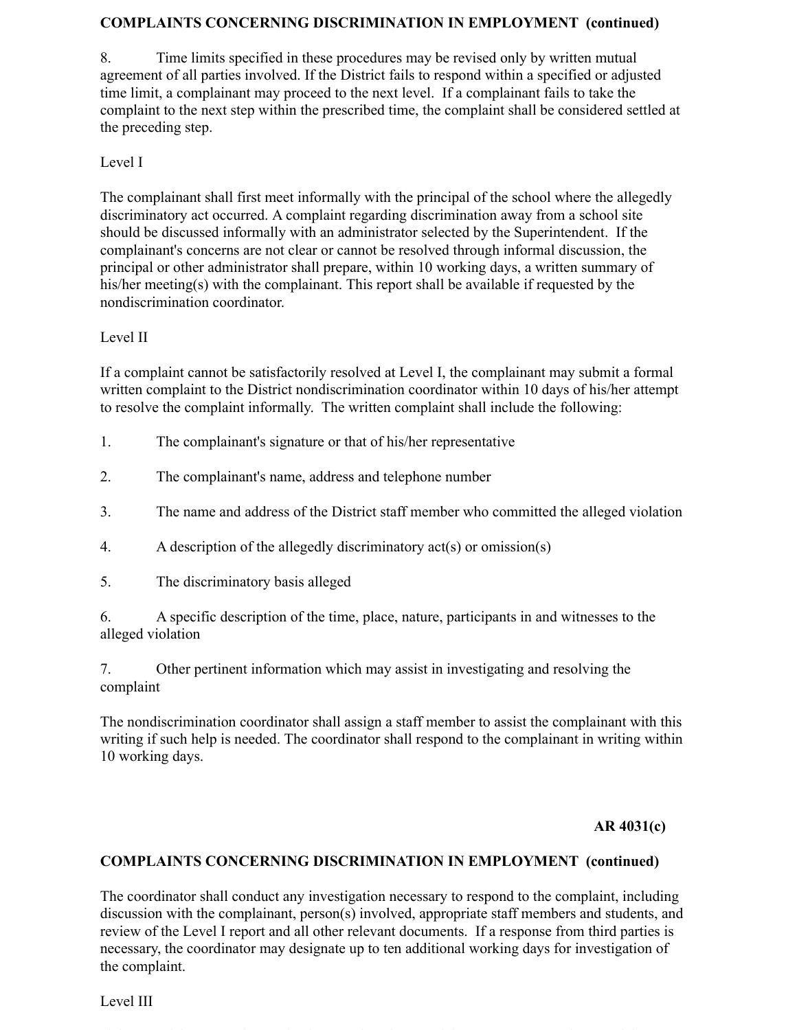**COMPLAINTS CONCERNING DISCRIMINATION IN EMPLOYMENT (continued)**

8. Time limits specified in these procedures may be revised only by written mutual agreement of all parties involved. If the District fails to respond within a specified or adjusted time limit, a complainant may proceed to the next level. If a complainant fails to take the complaint to the next step within the prescribed time, the complaint shall be considered settled at the preceding step.

Level I

The complainant shall first meet informally with the principal of the school where the allegedly discriminatory act occurred. A complaint regarding discrimination away from a school site should be discussed informally with an administrator selected by the Superintendent. If the complainant's concerns are not clear or cannot be resolved through informal discussion, the principal or other administrator shall prepare, within 10 working days, a written summary of his/her meeting(s) with the complainant. This report shall be available if requested by the nondiscrimination coordinator.

Level II

If a complaint cannot be satisfactorily resolved at Level I, the complainant may submit a formal written complaint to the District nondiscrimination coordinator within 10 days of his/her attempt to resolve the complaint informally. The written complaint shall include the following:

1. The complainant's signature or that of his/her representative

2. The complainant's name, address and telephone number

3. The name and address of the District staff member who committed the alleged violation

4. A description of the allegedly discriminatory act(s) or omission(s)

5. The discriminatory basis alleged

6. A specific description of the time, place, nature, participants in and witnesses to the alleged violation

7. Other pertinent information which may assist in investigating and resolving the complaint

The nondiscrimination coordinator shall assign a staff member to assist the complainant with this writing if such help is needed. The coordinator shall respond to the complainant in writing within 10 working days.

**AR 4031(c)**

**COMPLAINTS CONCERNING DISCRIMINATION IN EMPLOYMENT (continued)**

The coordinator shall conduct any investigation necessary to respond to the complaint, including discussion with the complainant, person(s) involved, appropriate staff members and students, and review of the Level I report and all other relevant documents. If a response from third parties is necessary, the coordinator may designate up to ten additional working days for investigation of the complaint.

Level III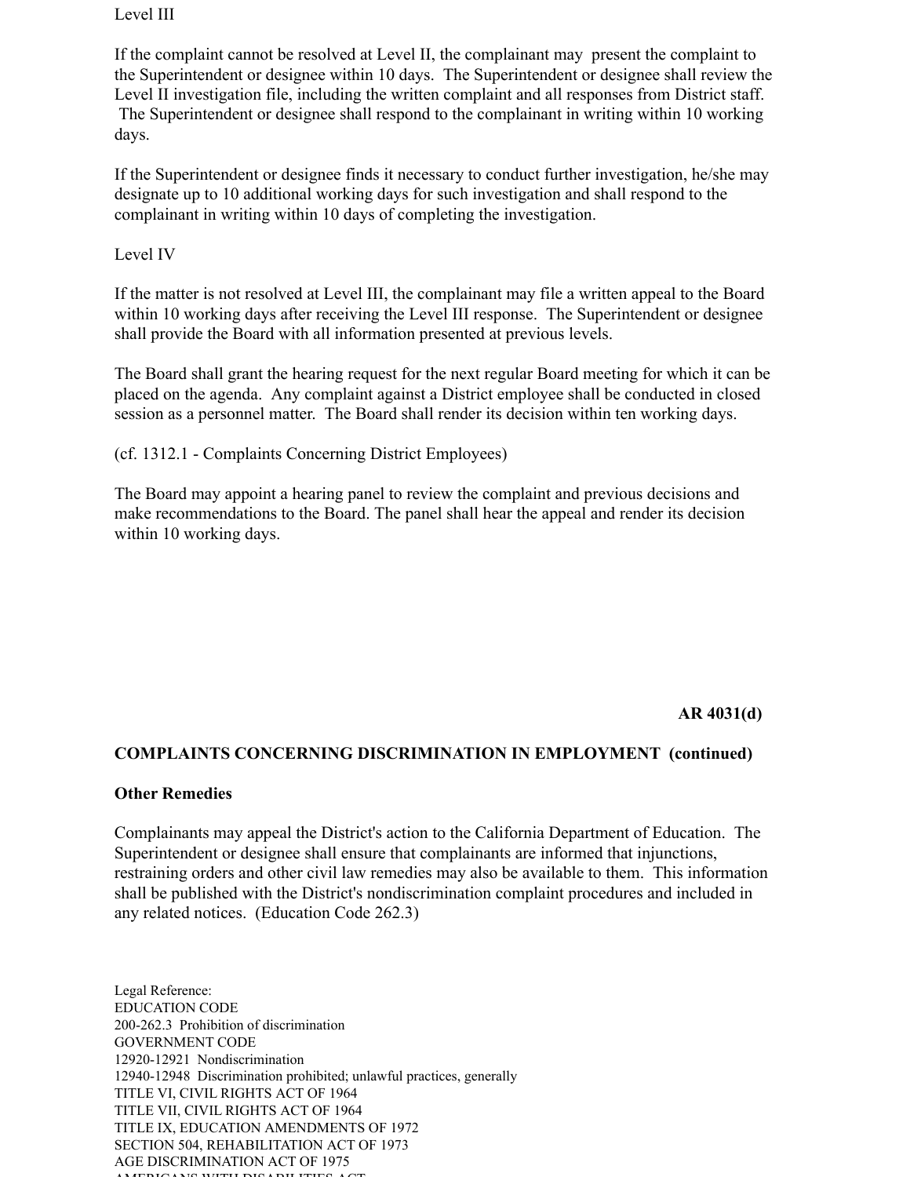Level III

If the complaint cannot be resolved at Level II, the complainant may present the complaint to the Superintendent or designee within 10 days. The Superintendent or designee shall review the Level II investigation file, including the written complaint and all responses from District staff. The Superintendent or designee shall respond to the complainant in writing within 10 working days.

If the Superintendent or designee finds it necessary to conduct further investigation, he/she may designate up to 10 additional working days for such investigation and shall respond to the complainant in writing within 10 days of completing the investigation.

Level IV

If the matter is not resolved at Level III, the complainant may file a written appeal to the Board within 10 working days after receiving the Level III response. The Superintendent or designee shall provide the Board with all information presented at previous levels.

The Board shall grant the hearing request for the next regular Board meeting for which it can be placed on the agenda. Any complaint against a District employee shall be conducted in closed session as a personnel matter. The Board shall render its decision within ten working days.

(cf. 1312.1 - Complaints Concerning District Employees)

The Board may appoint a hearing panel to review the complaint and previous decisions and make recommendations to the Board. The panel shall hear the appeal and render its decision within 10 working days.

**AR 4031(d)**

**COMPLAINTS CONCERNING DISCRIMINATION IN EMPLOYMENT (continued)**

**Other Remedies**

Complainants may appeal the District's action to the California Department of Education. The Superintendent or designee shall ensure that complainants are informed that injunctions, restraining orders and other civil law remedies may also be available to them. This information shall be published with the District's nondiscrimination complaint procedures and included in any related notices. (Education Code 262.3)

Legal Reference:
EDUCATION CODE
200-262.3 Prohibition of discrimination
GOVERNMENT CODE
12920-12921 Nondiscrimination
12940-12948 Discrimination prohibited; unlawful practices, generally
TITLE VI, CIVIL RIGHTS ACT OF 1964
TITLE VII, CIVIL RIGHTS ACT OF 1964
TITLE IX, EDUCATION AMENDMENTS OF 1972
SECTION 504, REHABILITATION ACT OF 1973
AGE DISCRIMINATION ACT OF 1975
AMERICANS WITH DISABILITIES ACT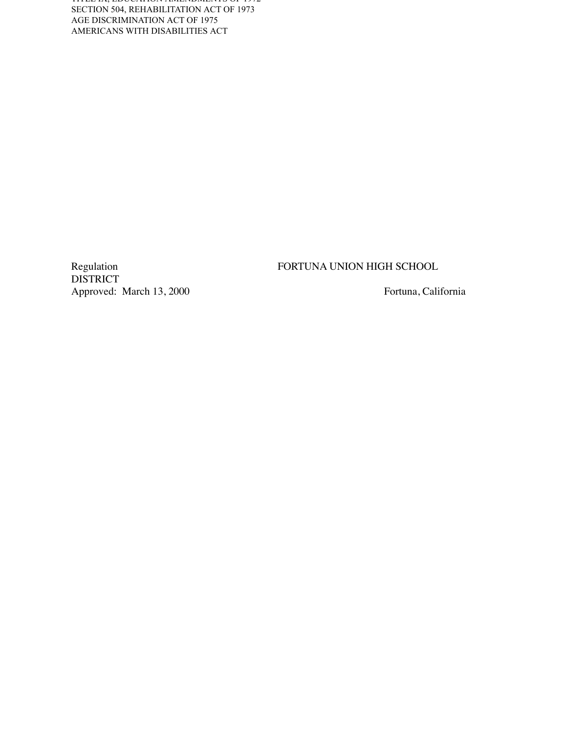TITLE IX, EDUCATION AMENDMENTS OF 1972
SECTION 504, REHABILITATION ACT OF 1973
AGE DISCRIMINATION ACT OF 1975
AMERICANS WITH DISABILITIES ACT

Regulation FORTUNA UNION HIGH SCHOOL DISTRICT
Approved: March 13, 2000 Fortuna, California